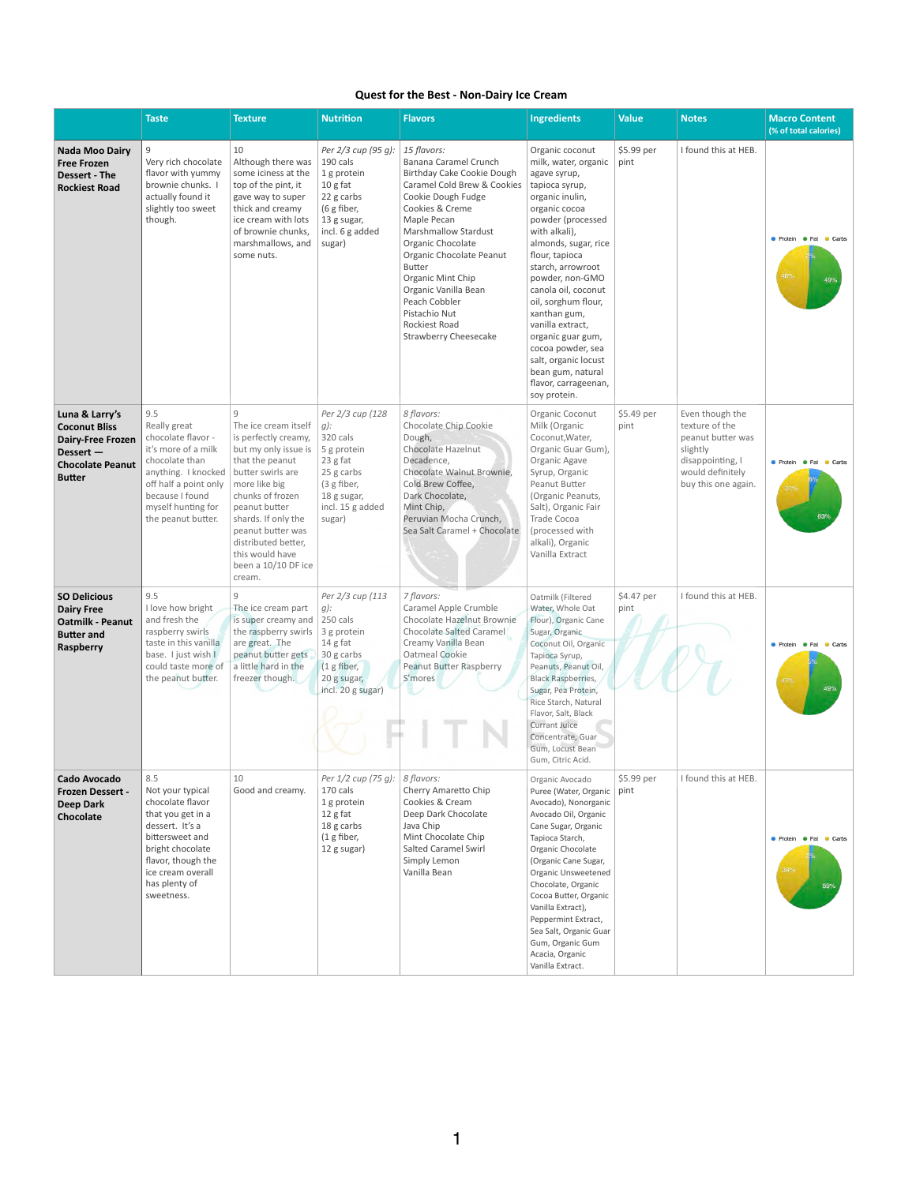## Quest for the Best - Non-Dairy Ice Cream

| | Taste | Texture | Nutrition | Flavors | Ingredients | Value | Notes | Macro Content (% of total calories) |
|---|---|---|---|---|---|---|---|---|
| **Nada Moo Dairy Free Frozen Dessert - The Rockiest Road** | 9<br>Very rich chocolate flavor with yummy brownie chunks. I actually found it slightly too sweet though. | 10<br>Although there was some iciness at the top of the pint, it gave way to super thick and creamy ice cream with lots of brownie chunks, marshmallows, and some nuts. | *Per 2/3 cup (95 g):*<br>190 cals<br>1 g protein<br>10 g fat<br>22 g carbs<br>(6 g fiber,<br>13 g sugar,<br>incl. 6 g added sugar) | *15 flavors:*<br>Banana Caramel Crunch<br>Birthday Cake Cookie Dough<br>Caramel Cold Brew & Cookies<br>Cookie Dough Fudge<br>Cookies & Creme<br>Maple Pecan<br>Marshmallow Stardust<br>Organic Chocolate<br>Organic Chocolate Peanut Butter<br>Organic Mint Chip<br>Organic Vanilla Bean<br>Peach Cobbler<br>Pistachio Nut<br>Rockiest Road<br>Strawberry Cheesecake | Organic coconut milk, water, organic agave syrup, tapioca syrup, organic inulin, organic cocoa powder (processed with alkali), almonds, sugar, rice flour, tapioca starch, arrowroot powder, non-GMO canola oil, coconut oil, sorghum flour, xanthan gum, vanilla extract, organic guar gum, cocoa powder, sea salt, organic locust bean gum, natural flavor, carrageenan, soy protein. | $5.99 per pint | I found this at HEB. | Protein 2%, Fat 49%, Carbs 48% |
| **Luna & Larry's Coconut Bliss Dairy-Free Frozen Dessert — Chocolate Peanut Butter** | 9.5<br>Really great chocolate flavor - it's more of a milk chocolate than anything. I knocked off half a point only because I found myself hunting for the peanut butter. | 9<br>The ice cream itself is perfectly creamy, but my only issue is that the peanut butter swirls are more like big chunks of frozen peanut butter shards. If only the peanut butter was distributed better, this would have been a 10/10 DF ice cream. | *Per 2/3 cup (128 g):*<br>320 cals<br>5 g protein<br>23 g fat<br>25 g carbs<br>(3 g fiber,<br>18 g sugar,<br>incl. 15 g added sugar) | *8 flavors:*<br>Chocolate Chip Cookie Dough,<br>Chocolate Hazelnut Decadence,<br>Chocolate Walnut Brownie,<br>Cold Brew Coffee,<br>Dark Chocolate,<br>Mint Chip,<br>Peruvian Mocha Crunch,<br>Sea Salt Caramel + Chocolate | Organic Coconut Milk (Organic Coconut,Water, Organic Guar Gum), Organic Agave Syrup, Organic Peanut Butter (Organic Peanuts, Salt), Organic Fair Trade Cocoa (processed with alkali), Organic Vanilla Extract | $5.49 per pint | Even though the texture of the peanut butter was slightly disappointing, I would definitely buy this one again. | Protein 6%, Fat 63%, Carbs 31% |
| **SO Delicious Dairy Free Oatmilk - Peanut Butter and Raspberry** | 9.5<br>I love how bright and fresh the raspberry swirls taste in this vanilla base. I just wish I could taste more of the peanut butter. | 9<br>The ice cream part is super creamy and the raspberry swirls are great. The peanut butter gets a little hard in the freezer though. | *Per 2/3 cup (113 g):*<br>250 cals<br>3 g protein<br>14 g fat<br>30 g carbs<br>(1 g fiber,<br>20 g sugar,<br>incl. 20 g sugar) | *7 flavors:*<br>Caramel Apple Crumble<br>Chocolate Hazelnut Brownie<br>Chocolate Salted Caramel<br>Creamy Vanilla Bean<br>Oatmeal Cookie<br>Peanut Butter Raspberry<br>S'mores | Oatmilk (Filtered Water, Whole Oat Flour), Organic Cane Sugar, Organic Coconut Oil, Organic Tapioca Syrup, Peanuts, Peanut Oil, Black Raspberries, Sugar, Pea Protein, Rice Starch, Natural Flavor, Salt, Black Currant Juice Concentrate, Guar Gum, Locust Bean Gum, Citric Acid. | $4.47 per pint | I found this at HEB. | Protein 5%, Fat 49%, Carbs 47% |
| **Cado Avocado Frozen Dessert - Deep Dark Chocolate** | 8.5<br>Not your typical chocolate flavor that you get in a dessert. It's a bittersweet and bright chocolate flavor, though the ice cream overall has plenty of sweetness. | 10<br>Good and creamy. | *Per 1/2 cup (75 g):*<br>170 cals<br>1 g protein<br>12 g fat<br>18 g carbs<br>(1 g fiber,<br>12 g sugar) | *8 flavors:*<br>Cherry Amaretto Chip<br>Cookies & Cream<br>Deep Dark Chocolate<br>Java Chip<br>Mint Chocolate Chip<br>Salted Caramel Swirl<br>Simply Lemon<br>Vanilla Bean | Organic Avocado Puree (Water, Organic Avocado), Nonorganic Avocado Oil, Organic Cane Sugar, Organic Tapioca Starch, Organic Chocolate (Organic Cane Sugar, Organic Unsweetened Chocolate, Organic Cocoa Butter, Organic Vanilla Extract), Peppermint Extract, Sea Salt, Organic Guar Gum, Organic Gum Acacia, Organic Vanilla Extract. | $5.99 per pint | I found this at HEB. | Protein 2%, Fat 59%, Carbs 39% |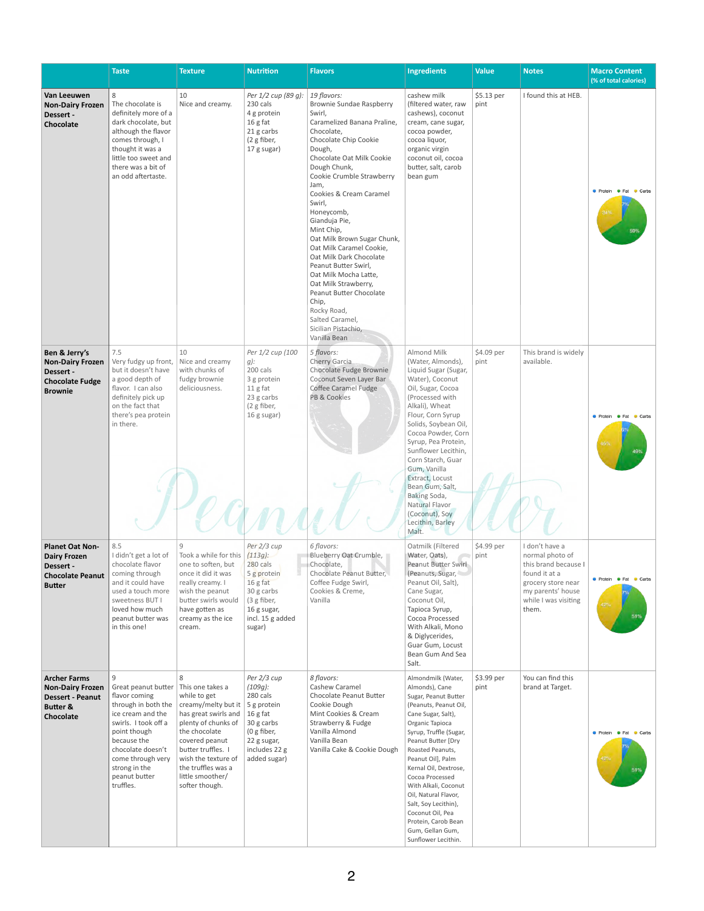|  | Taste | Texture | Nutrition | Flavors | Ingredients | Value | Notes | Macro Content (% of total calories) |
|---|---|---|---|---|---|---|---|---|
| **Van Leeuwen Non-Dairy Frozen Dessert - Chocolate** | 8<br>The chocolate is definitely more of a dark chocolate, but although the flavor comes through, I thought it was a little too sweet and there was a bit of an odd aftertaste. | 10<br>Nice and creamy. | *Per 1/2 cup (89 g):*<br>230 cals<br>4 g protein<br>16 g fat<br>21 g carbs<br>(2 g fiber,<br>17 g sugar) | *19 flavors:*<br>Brownie Sundae Raspberry Swirl,<br>Caramelized Banana Praline,<br>Chocolate,<br>Chocolate Chip Cookie Dough,<br>Chocolate Oat Milk Cookie Dough Chunk,<br>Cookie Crumble Strawberry Jam,<br>Cookies & Cream Caramel Swirl,<br>Honeycomb,<br>Gianduja Pie,<br>Mint Chip,<br>Oat Milk Brown Sugar Chunk,<br>Oat Milk Caramel Cookie,<br>Oat Milk Dark Chocolate Peanut Butter Swirl,<br>Oat Milk Mocha Latte,<br>Oat Milk Strawberry,<br>Peanut Butter Chocolate Chip,<br>Rocky Road,<br>Salted Caramel,<br>Sicilian Pistachio,<br>Vanilla Bean | cashew milk (filtered water, raw cashews), coconut cream, cane sugar, cocoa powder, cocoa liquor, organic virgin coconut oil, cocoa butter, salt, carob bean gum | $5.13 per pint | I found this at HEB. | Protein 7%, Fat 59%, Carbs 34% |
| **Ben & Jerry's Non-Dairy Frozen Dessert - Chocolate Fudge Brownie** | 7.5<br>Very fudgy up front, but it doesn't have a good depth of flavor. I can also definitely pick up on the fact that there's pea protein in there. | 10<br>Nice and creamy with chunks of fudgy brownie deliciousness. | *Per 1/2 cup (100 g):*<br>200 cals<br>3 g protein<br>11 g fat<br>23 g carbs<br>(2 g fiber,<br>16 g sugar) | *5 flavors:*<br>Cherry Garcia<br>Chocolate Fudge Brownie<br>Coconut Seven Layer Bar<br>Coffee Caramel Fudge<br>PB & Cookies | Almond Milk (Water, Almonds), Liquid Sugar (Sugar, Water), Coconut Oil, Sugar, Cocoa (Processed with Alkali), Wheat Flour, Corn Syrup Solids, Soybean Oil, Cocoa Powder, Corn Syrup, Pea Protein, Sunflower Lecithin, Corn Starch, Guar Gum, Vanilla Extract, Locust Bean Gum, Salt, Baking Soda, Natural Flavor (Coconut), Soy Lecithin, Barley Malt. | $4.09 per pint | This brand is widely available. | Protein 6%, Fat 49%, Carbs 45% |
| **Planet Oat Non-Dairy Frozen Dessert - Chocolate Peanut Butter** | 8.5<br>I didn't get a lot of chocolate flavor coming through and it could have used a touch more sweetness BUT I loved how much peanut butter was in this one! | 9<br>Took a while for this one to soften, but once it did it was really creamy. I wish the peanut butter swirls would have gotten as creamy as the ice cream. | *Per 2/3 cup (113g):*<br>280 cals<br>5 g protein<br>16 g fat<br>30 g carbs<br>(3 g fiber,<br>16 g sugar,<br>incl. 15 g added sugar) | *6 flavors:*<br>Blueberry Oat Crumble,<br>Chocolate,<br>Chocolate Peanut Butter,<br>Coffee Fudge Swirl,<br>Cookies & Creme,<br>Vanilla | Oatmilk (Filtered Water, Oats), Peanut Butter Swirl (Peanuts, Sugar, Peanut Oil, Salt), Cane Sugar, Coconut Oil, Tapioca Syrup, Cocoa Processed With Alkali, Mono & Diglycerides, Guar Gum, Locust Bean Gum And Sea Salt. | $4.99 per pint | I don't have a normal photo of this brand because I found it at a grocery store near my parents' house while I was visiting them. | Protein 7%, Fat 51%, Carbs 42% |
| **Archer Farms Non-Dairy Frozen Dessert - Peanut Butter & Chocolate** | 9<br>Great peanut butter flavor coming through in both the ice cream and the swirls. I took off a point though because the chocolate doesn't come through very strong in the peanut butter truffles. | 8<br>This one takes a while to get creamy/melty but it has great swirls and plenty of chunks of the chocolate covered peanut butter truffles. I wish the texture of the truffles was a little smoother/ softer though. | *Per 2/3 cup (109g):*<br>280 cals<br>5 g protein<br>16 g fat<br>30 g carbs<br>(0 g fiber,<br>22 g sugar,<br>includes 22 g added sugar) | *8 flavors:*<br>Cashew Caramel<br>Chocolate Peanut Butter<br>Cookie Dough<br>Mint Cookies & Cream<br>Strawberry & Fudge<br>Vanilla Almond<br>Vanilla Bean<br>Vanilla Cake & Cookie Dough | Almondmilk (Water, Almonds), Cane Sugar, Peanut Butter (Peanuts, Peanut Oil, Cane Sugar, Salt), Organic Tapioca Syrup, Truffle (Sugar, Peanut Butter [Dry Roasted Peanuts, Peanut Oil], Palm Kernal Oil, Dextrose, Cocoa Processed With Alkali, Coconut Oil, Natural Flavor, Salt, Soy Lecithin), Coconut Oil, Pea Protein, Carob Bean Gum, Gellan Gum, Sunflower Lecithin. | $3.99 per pint | You can find this brand at Target. | Protein 7%, Fat 51%, Carbs 42% |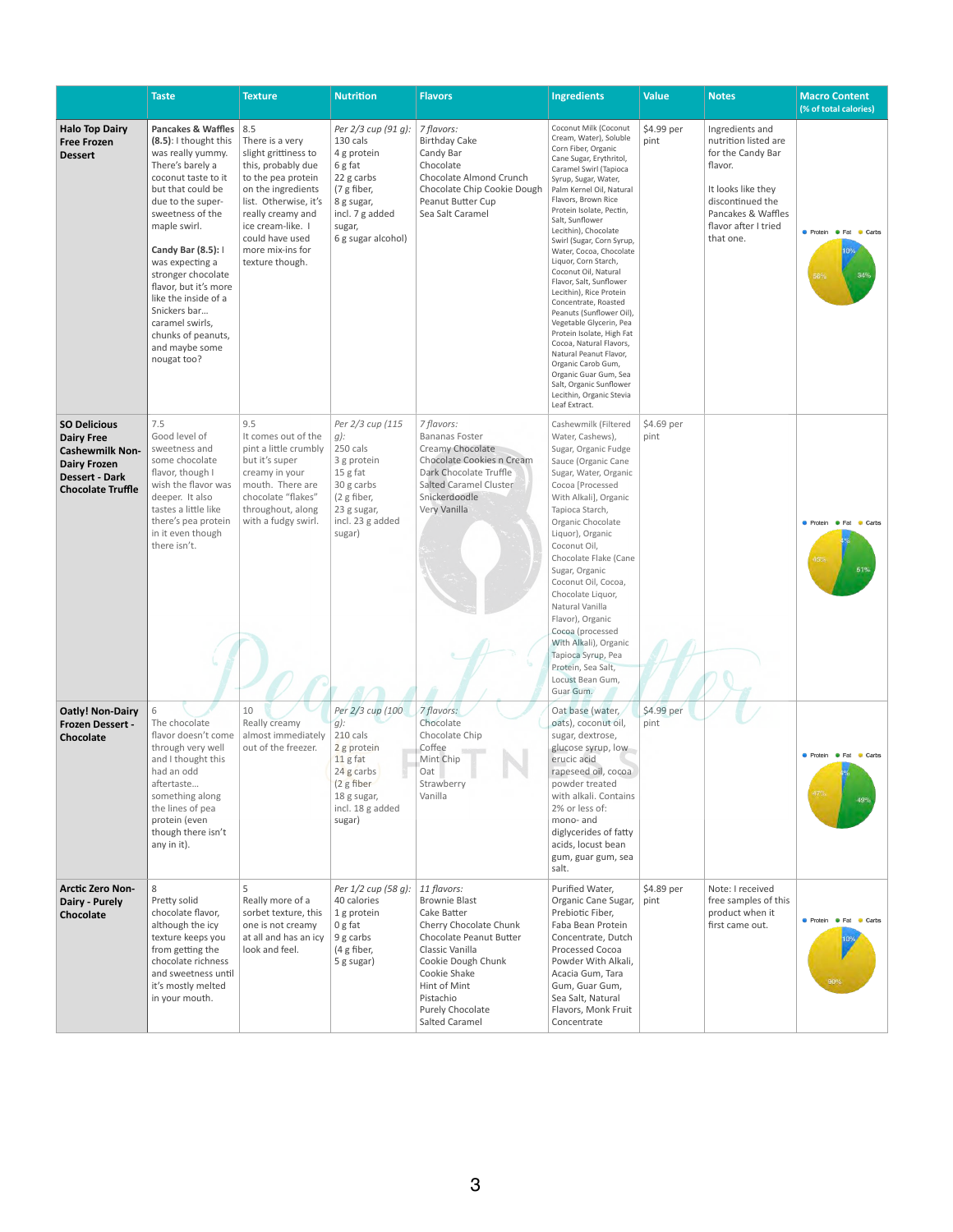| | Taste | Texture | Nutrition | Flavors | Ingredients | Value | Notes | Macro Content (% of total calories) |
|---|---|---|---|---|---|---|---|---|
| **Halo Top Dairy Free Frozen Dessert** | **Pancakes & Waffles (8.5)**: I thought this was really yummy. There's barely a coconut taste to it but that could be due to the super-sweetness of the maple swirl. **Candy Bar (8.5):** I was expecting a stronger chocolate flavor, but it's more like the inside of a Snickers bar… caramel swirls, chunks of peanuts, and maybe some nougat too? | 8.5 There is a very slight grittiness to this, probably due to the pea protein on the ingredients list. Otherwise, it's really creamy and ice cream-like. I could have used more mix-ins for texture though. | *Per 2/3 cup (91 g)*: 130 cals 4 g protein 6 g fat 22 g carbs (7 g fiber, 8 g sugar, incl. 7 g added sugar, 6 g sugar alcohol) | *7 flavors:* Birthday Cake Candy Bar Chocolate Chocolate Almond Crunch Chocolate Chip Cookie Dough Peanut Butter Cup Sea Salt Caramel | Coconut Milk (Coconut Cream, Water), Soluble Corn Fiber, Organic Cane Sugar, Erythritol, Caramel Swirl (Tapioca Syrup, Sugar, Water, Palm Kernel Oil, Natural Flavors, Brown Rice Protein Isolate, Pectin, Salt, Sunflower Lecithin), Chocolate Swirl (Sugar, Corn Syrup, Water, Cocoa, Chocolate Liquor, Corn Starch, Coconut Oil, Natural Flavor, Salt, Sunflower Lecithin), Rice Protein Concentrate, Roasted Peanuts (Sunflower Oil), Vegetable Glycerin, Pea Protein Isolate, High Fat Cocoa, Natural Flavors, Natural Peanut Flavor, Organic Carob Gum, Organic Guar Gum, Sea Salt, Organic Sunflower Lecithin, Organic Stevia Leaf Extract. | $4.99 per pint | Ingredients and nutrition listed are for the Candy Bar flavor. It looks like they discontinued the Pancakes & Waffles flavor after I tried that one. | Protein 10%, Fat 34%, Carbs 56% |
| **SO Delicious Dairy Free Cashewmilk Non-Dairy Frozen Dessert - Dark Chocolate Truffle** | 7.5 Good level of sweetness and some chocolate flavor, though I wish the flavor was deeper. It also tastes a little like there's pea protein in it even though there isn't. | 9.5 It comes out of the pint a little crumbly but it's super creamy in your mouth. There are chocolate "flakes" throughout, along with a fudgy swirl. | *Per 2/3 cup (115 g)*: 250 cals 3 g protein 15 g fat 30 g carbs (2 g fiber, 23 g sugar, incl. 23 g added sugar) | *7 flavors:* Bananas Foster Creamy Chocolate Chocolate Cookies n Cream Dark Chocolate Truffle Salted Caramel Cluster Snickerdoodle Very Vanilla | Cashewmilk (Filtered Water, Cashews), Sugar, Organic Fudge Sauce (Organic Cane Sugar, Water, Organic Cocoa [Processed With Alkali], Organic Tapioca Starch, Organic Chocolate Liquor), Organic Coconut Oil, Chocolate Flake (Cane Sugar, Organic Coconut Oil, Cocoa, Chocolate Liquor, Natural Vanilla Flavor), Organic Cocoa (processed With Alkali), Organic Tapioca Syrup, Pea Protein, Sea Salt, Locust Bean Gum, Guar Gum. | $4.69 per pint | | Protein 5%, Fat 51%, Carbs 45% |
| **Oatly! Non-Dairy Frozen Dessert - Chocolate** | 6 The chocolate flavor doesn't come through very well and I thought this had an odd aftertaste… something along the lines of pea protein (even though there isn't any in it). | 10 Really creamy almost immediately out of the freezer. | *Per 2/3 cup (100 g)*: 210 cals 2 g protein 11 g fat 24 g carbs (2 g fiber 18 g sugar, incl. 18 g added sugar) | *7 flavors:* Chocolate Chocolate Chip Coffee Mint Chip Oat Strawberry Vanilla | Oat base (water, oats), coconut oil, sugar, dextrose, glucose syrup, low erucic acid rapeseed oil, cocoa powder treated with alkali. Contains 2% or less of: mono- and diglycerides of fatty acids, locust bean gum, guar gum, sea salt. | $4.99 per pint | | Protein 4%, Fat 49%, Carbs 47% |
| **Arctic Zero Non-Dairy - Purely Chocolate** | 8 Pretty solid chocolate flavor, although the icy texture keeps you from getting the chocolate richness and sweetness until it's mostly melted in your mouth. | 5 Really more of a sorbet texture, this one is not creamy at all and has an icy look and feel. | *Per 1/2 cup (58 g)*: 40 calories 1 g protein 0 g fat 9 g carbs (4 g fiber, 5 g sugar) | *11 flavors:* Brownie Blast Cake Batter Cherry Chocolate Chunk Chocolate Peanut Butter Classic Vanilla Cookie Dough Chunk Cookie Shake Hint of Mint Pistachio Purely Chocolate Salted Caramel | Purified Water, Organic Cane Sugar, Prebiotic Fiber, Faba Bean Protein Concentrate, Dutch Processed Cocoa Powder With Alkali, Acacia Gum, Tara Gum, Guar Gum, Sea Salt, Natural Flavors, Monk Fruit Concentrate | $4.89 per pint | Note: I received free samples of this product when it first came out. | Protein 10%, Fat 0%, Carbs 90% |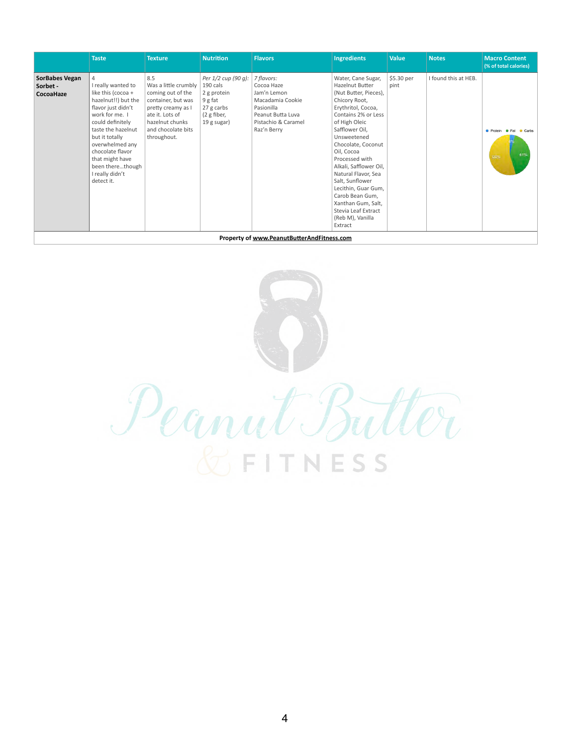| | Taste | Texture | Nutrition | Flavors | Ingredients | Value | Notes | Macro Content (% of total calories) |
|---|---|---|---|---|---|---|---|---|
| **SorBabes Vegan Sorbet - CocoaHaze** | 4<br>I really wanted to like this (cocoa + hazelnut!!) but the flavor just didn't work for me. I could definitely taste the hazelnut but it totally overwhelmed any chocolate flavor that might have been there…though I really didn't detect it. | 8.5<br>Was a little crumbly coming out of the container, but was pretty creamy as I ate it. Lots of hazelnut chunks and chocolate bits throughout. | *Per 1/2 cup (90 g):*<br>190 cals<br>2 g protein<br>9 g fat<br>27 g carbs<br>(2 g fiber,<br>19 g sugar) | *7 flavors:*<br>Cocoa Haze<br>Jam'n Lemon<br>Macadamia Cookie<br>Pasionilla<br>Peanut Butta Luva<br>Pistachio & Caramel<br>Raz'n Berry | Water, Cane Sugar, Hazelnut Butter (Nut Butter, Pieces), Chicory Root, Erythritol, Cocoa, Contains 2% or Less of High Oleic Safflower Oil, Unsweetened Chocolate, Coconut Oil, Cocoa Processed with Alkali, Safflower Oil, Natural Flavor, Sea Salt, Sunflower Lecithin, Guar Gum, Carob Bean Gum, Xanthan Gum, Salt, Stevia Leaf Extract (Reb M), Vanilla Extract | $5.30 per pint | I found this at HEB. | Protein Fat Carbs<br>4%<br>41%<br>56% |

**Property of www.PeanutButterAndFitness.com**